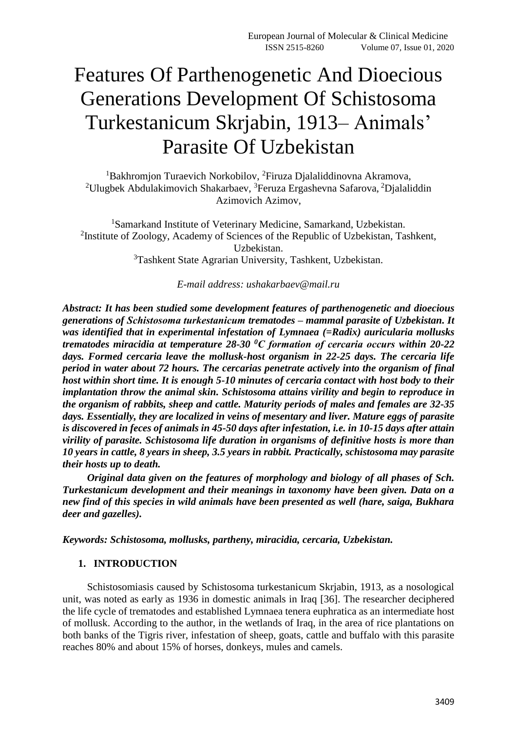# Features Of Parthenogenetic And Dioecious Generations Development Of Schistosoma Turkestanicum Skrjabin, 1913– Animals' Parasite Of Uzbekistan

[1]Bakhromjon Turaevich Norkobilov, [2]Firuza Djalaliddinovna Akramova, [2]Ulugbek Abdulakimovich Shakarbaev, [3]Feruza Ergashevna Safarova, [2]Djalaliddin Azimovich Azimov,

[1]Samarkand Institute of Veterinary Medicine, Samarkand, Uzbekistan.
[2]Institute of Zoology, Academy of Sciences of the Republic of Uzbekistan, Tashkent, Uzbekistan.
[3]Tashkent State Agrarian University, Tashkent, Uzbekistan.

*E-mail address: ushakarbaev@mail.ru*

***Abstract:** **It has been studied some development features of parthenogenetic and dioecious generations of Schistosoma turkestanicum trematodes – mammal parasite of Uzbekistan. It was identified that in experimental infestation of Lymnaea (=Radix) auricularia mollusks trematodes miracidia at temperature 28-30 $^0C$ formation of cercaria occurs within 20-22 days. Formed cercaria leave the mollusk-host organism in 22-25 days. The cercaria life period in water about 72 hours. The cercarias penetrate actively into the organism of final host within short time. It is enough 5-10 minutes of cercaria contact with host body to their implantation throw the animal skin. Schistosoma attains virility and begin to reproduce in the organism of rabbits, sheep and cattle. Maturity periods of males and females are 32-35 days. Essentially, they are localized in veins of mesentary and liver. Mature eggs of parasite is discovered in feces of animals in 45-50 days after infestation, i.e. in 10-15 days after attain virility of parasite. Schistosoma life duration in organisms of definitive hosts is more than 10 years in cattle, 8 years in sheep, 3.5 years in rabbit. Practically, schistosoma may parasite their hosts up to death.***

***Original data given on the features of morphology and biology of all phases of Sch. Turkestanicum development and their meanings in taxonomy have been given. Data on a new find of this species in wild animals have been presented as well (hare, saiga, Bukhara deer and gazelles).***

***Keywords: Schistosoma, mollusks, partheny, miracidia, cercaria, Uzbekistan.***

## 1. INTRODUCTION

Schistosomiasis caused by Schistosoma turkestanicum Skrjabin, 1913, as a nosological unit, was noted as early as 1936 in domestic animals in Iraq [36]. The researcher deciphered the life cycle of trematodes and established Lymnaea tenera euphratica as an intermediate host of mollusk. According to the author, in the wetlands of Iraq, in the area of rice plantations on both banks of the Tigris river, infestation of sheep, goats, cattle and buffalo with this parasite reaches 80% and about 15% of horses, donkeys, mules and camels.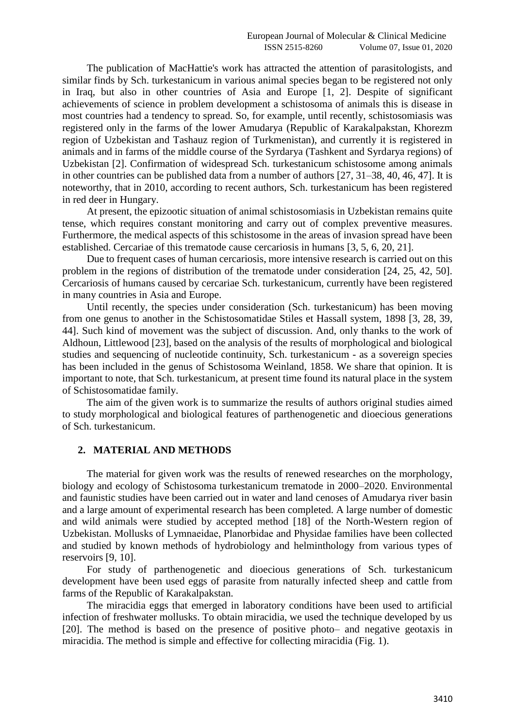The publication of MacHattie's work has attracted the attention of parasitologists, and similar finds by Sch. turkestanicum in various animal species began to be registered not only in Iraq, but also in other countries of Asia and Europe [1, 2]. Despite of significant achievements of science in problem development a schistosoma of animals this is disease in most countries had a tendency to spread. So, for example, until recently, schistosomiasis was registered only in the farms of the lower Amudarya (Republic of Karakalpakstan, Khorezm region of Uzbekistan and Tashauz region of Turkmenistan), and currently it is registered in animals and in farms of the middle course of the Syrdarya (Tashkent and Syrdarya regions) of Uzbekistan [2]. Confirmation of widespread Sch. turkestanicum schistosome among animals in other countries can be published data from a number of authors [27, 31–38, 40, 46, 47]. It is noteworthy, that in 2010, according to recent authors, Sch. turkestanicum has been registered in red deer in Hungary.

At present, the epizootic situation of animal schistosomiasis in Uzbekistan remains quite tense, which requires constant monitoring and carry out of complex preventive measures. Furthermore, the medical aspects of this schistosome in the areas of invasion spread have been established. Cercariae of this trematode cause cercariosis in humans [3, 5, 6, 20, 21].

Due to frequent cases of human cercariosis, more intensive research is carried out on this problem in the regions of distribution of the trematode under consideration [24, 25, 42, 50]. Cercariosis of humans caused by cercariae Sch. turkestanicum, currently have been registered in many countries in Asia and Europe.

Until recently, the species under consideration (Sch. turkestanicum) has been moving from one genus to another in the Schistosomatidae Stiles et Hassall system, 1898 [3, 28, 39, 44]. Such kind of movement was the subject of discussion. And, only thanks to the work of Aldhoun, Littlewood [23], based on the analysis of the results of morphological and biological studies and sequencing of nucleotide continuity, Sch. turkestanicum - as a sovereign species has been included in the genus of Schistosoma Weinland, 1858. We share that opinion. It is important to note, that Sch. turkestanicum, at present time found its natural place in the system of Schistosomatidae family.

The aim of the given work is to summarize the results of authors original studies aimed to study morphological and biological features of parthenogenetic and dioecious generations of Sch. turkestanicum.

## 2. MATERIAL AND METHODS

The material for given work was the results of renewed researches on the morphology, biology and ecology of Schistosoma turkestanicum trematode in 2000–2020. Environmental and faunistic studies have been carried out in water and land cenoses of Amudarya river basin and a large amount of experimental research has been completed. A large number of domestic and wild animals were studied by accepted method [18] of the North-Western region of Uzbekistan. Mollusks of Lymnaeidae, Planorbidae and Physidae families have been collected and studied by known methods of hydrobiology and helminthology from various types of reservoirs [9, 10].

For study of parthenogenetic and dioecious generations of Sch. turkestanicum development have been used eggs of parasite from naturally infected sheep and cattle from farms of the Republic of Karakalpakstan.

The miracidia eggs that emerged in laboratory conditions have been used to artificial infection of freshwater mollusks. To obtain miracidia, we used the technique developed by us [20]. The method is based on the presence of positive photo– and negative geotaxis in miracidia. The method is simple and effective for collecting miracidia (Fig. 1).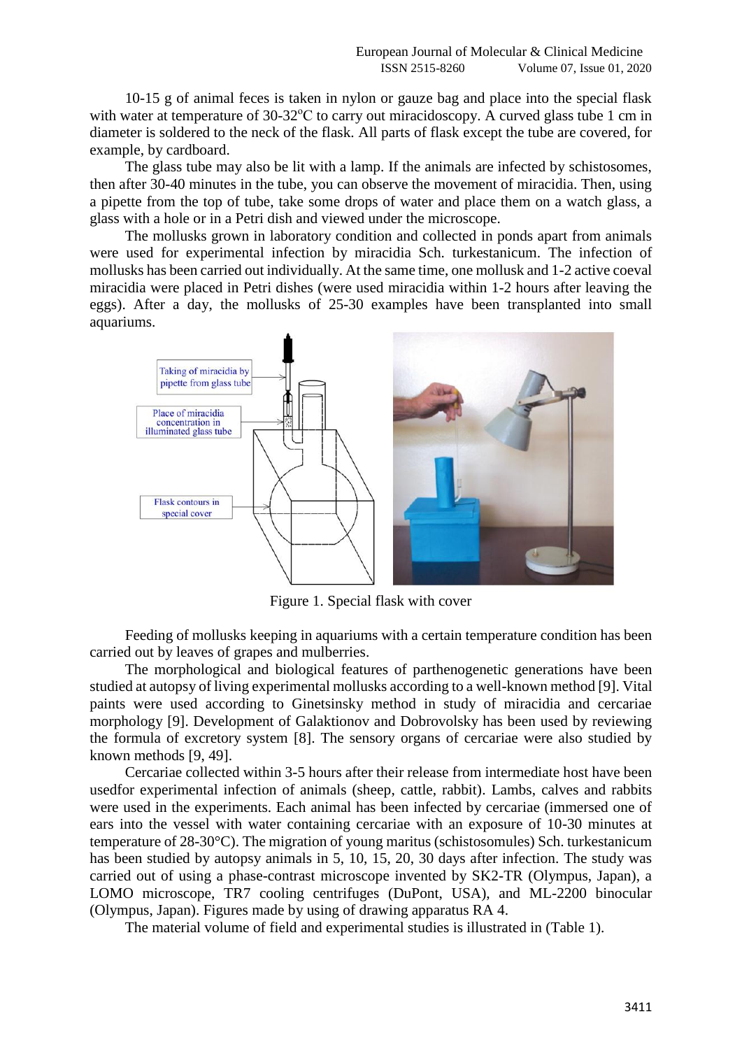10-15 g of animal feces is taken in nylon or gauze bag and place into the special flask with water at temperature of 30-32°C to carry out miracidoscopy. A curved glass tube 1 cm in diameter is soldered to the neck of the flask. All parts of flask except the tube are covered, for example, by cardboard.

The glass tube may also be lit with a lamp. If the animals are infected by schistosomes, then after 30-40 minutes in the tube, you can observe the movement of miracidia. Then, using a pipette from the top of tube, take some drops of water and place them on a watch glass, a glass with a hole or in a Petri dish and viewed under the microscope.

The mollusks grown in laboratory condition and collected in ponds apart from animals were used for experimental infection by miracidia Sch. turkestanicum. The infection of mollusks has been carried out individually. At the same time, one mollusk and 1-2 active coeval miracidia were placed in Petri dishes (were used miracidia within 1-2 hours after leaving the eggs). After a day, the mollusks of 25-30 examples have been transplanted into small aquariums.

Figure 1. Special flask with cover

Feeding of mollusks keeping in aquariums with a certain temperature condition has been carried out by leaves of grapes and mulberries.

The morphological and biological features of parthenogenetic generations have been studied at autopsy of living experimental mollusks according to a well-known method [9]. Vital paints were used according to Ginetsinsky method in study of miracidia and cercariae morphology [9]. Development of Galaktionov and Dobrovolsky has been used by reviewing the formula of excretory system [8]. The sensory organs of cercariae were also studied by known methods [9, 49].

Cercariae collected within 3-5 hours after their release from intermediate host have been usedfor experimental infection of animals (sheep, cattle, rabbit). Lambs, calves and rabbits were used in the experiments. Each animal has been infected by cercariae (immersed one of ears into the vessel with water containing cercariae with an exposure of 10-30 minutes at temperature of 28-30°C). The migration of young maritus (schistosomules) Sch. turkestanicum has been studied by autopsy animals in 5, 10, 15, 20, 30 days after infection. The study was carried out of using a phase-contrast microscope invented by SK2-TR (Olympus, Japan), a LOMO microscope, TR7 cooling centrifuges (DuPont, USA), and ML-2200 binocular (Olympus, Japan). Figures made by using of drawing apparatus RA 4.

The material volume of field and experimental studies is illustrated in (Table 1).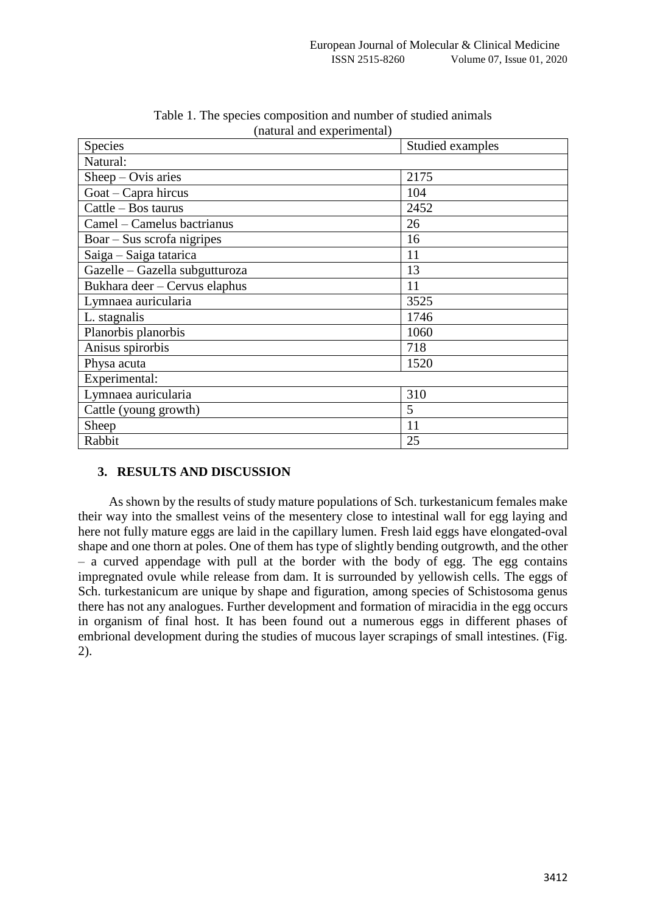Table 1. The species composition and number of studied animals (natural and experimental)

| Species | Studied examples |
| --- | --- |
| Natural: | |
| Sheep – Ovis aries | 2175 |
| Goat – Capra hircus | 104 |
| Cattle – Bos taurus | 2452 |
| Camel – Camelus bactrianus | 26 |
| Boar – Sus scrofa nigripes | 16 |
| Saiga – Saiga tatarica | 11 |
| Gazelle – Gazella subgutturoza | 13 |
| Bukhara deer – Cervus elaphus | 11 |
| Lymnaea auricularia | 3525 |
| L. stagnalis | 1746 |
| Planorbis planorbis | 1060 |
| Anisus spirorbis | 718 |
| Physa acuta | 1520 |
| Experimental: | |
| Lymnaea auricularia | 310 |
| Cattle (young growth) | 5 |
| Sheep | 11 |
| Rabbit | 25 |

## 3. RESULTS AND DISCUSSION

As shown by the results of study mature populations of Sch. turkestanicum females make their way into the smallest veins of the mesentery close to intestinal wall for egg laying and here not fully mature eggs are laid in the capillary lumen. Fresh laid eggs have elongated-oval shape and one thorn at poles. One of them has type of slightly bending outgrowth, and the other – a curved appendage with pull at the border with the body of egg. The egg contains impregnated ovule while release from dam. It is surrounded by yellowish cells. The eggs of Sch. turkestanicum are unique by shape and figuration, among species of Schistosoma genus there has not any analogues. Further development and formation of miracidia in the egg occurs in organism of final host. It has been found out a numerous eggs in different phases of embrional development during the studies of mucous layer scrapings of small intestines. (Fig. 2).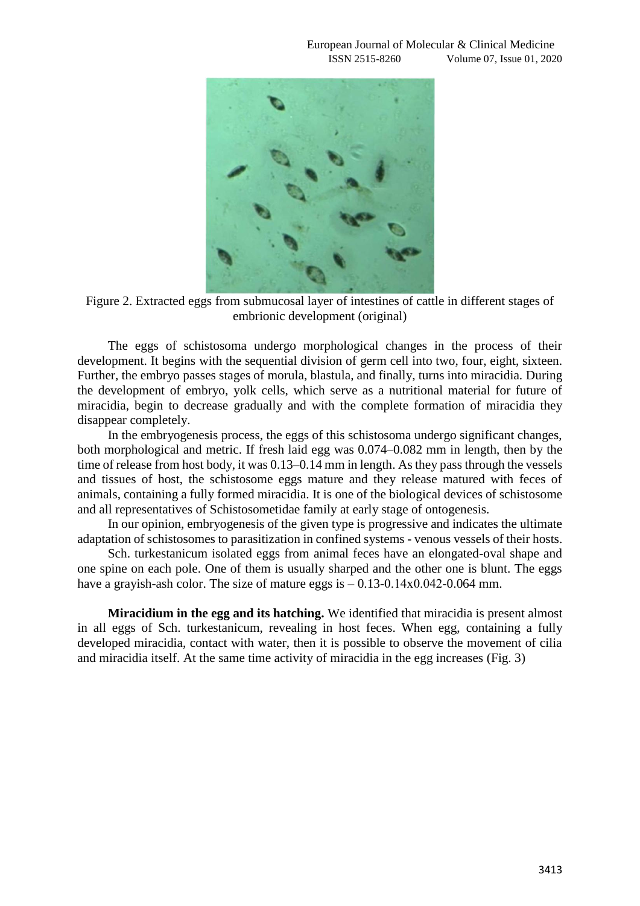Figure 2. Extracted eggs from submucosal layer of intestines of cattle in different stages of embrionic development (original)

The eggs of schistosoma undergo morphological changes in the process of their development. It begins with the sequential division of germ cell into two, four, eight, sixteen. Further, the embryo passes stages of morula, blastula, and finally, turns into miracidia. During the development of embryo, yolk cells, which serve as a nutritional material for future of miracidia, begin to decrease gradually and with the complete formation of miracidia they disappear completely.

In the embryogenesis process, the eggs of this schistosoma undergo significant changes, both morphological and metric. If fresh laid egg was 0.074–0.082 mm in length, then by the time of release from host body, it was 0.13–0.14 mm in length. As they pass through the vessels and tissues of host, the schistosome eggs mature and they release matured with feces of animals, containing a fully formed miracidia. It is one of the biological devices of schistosome and all representatives of Schistosometidae family at early stage of ontogenesis.

In our opinion, embryogenesis of the given type is progressive and indicates the ultimate adaptation of schistosomes to parasitization in confined systems - venous vessels of their hosts.

Sch. turkestanicum isolated eggs from animal feces have an elongated-oval shape and one spine on each pole. One of them is usually sharped and the other one is blunt. The eggs have a grayish-ash color. The size of mature eggs is – 0.13-0.14x0.042-0.064 mm.

**Miracidium in the egg and its hatching.** We identified that miracidia is present almost in all eggs of Sch. turkestanicum, revealing in host feces. When egg, containing a fully developed miracidia, contact with water, then it is possible to observe the movement of cilia and miracidia itself. At the same time activity of miracidia in the egg increases (Fig. 3)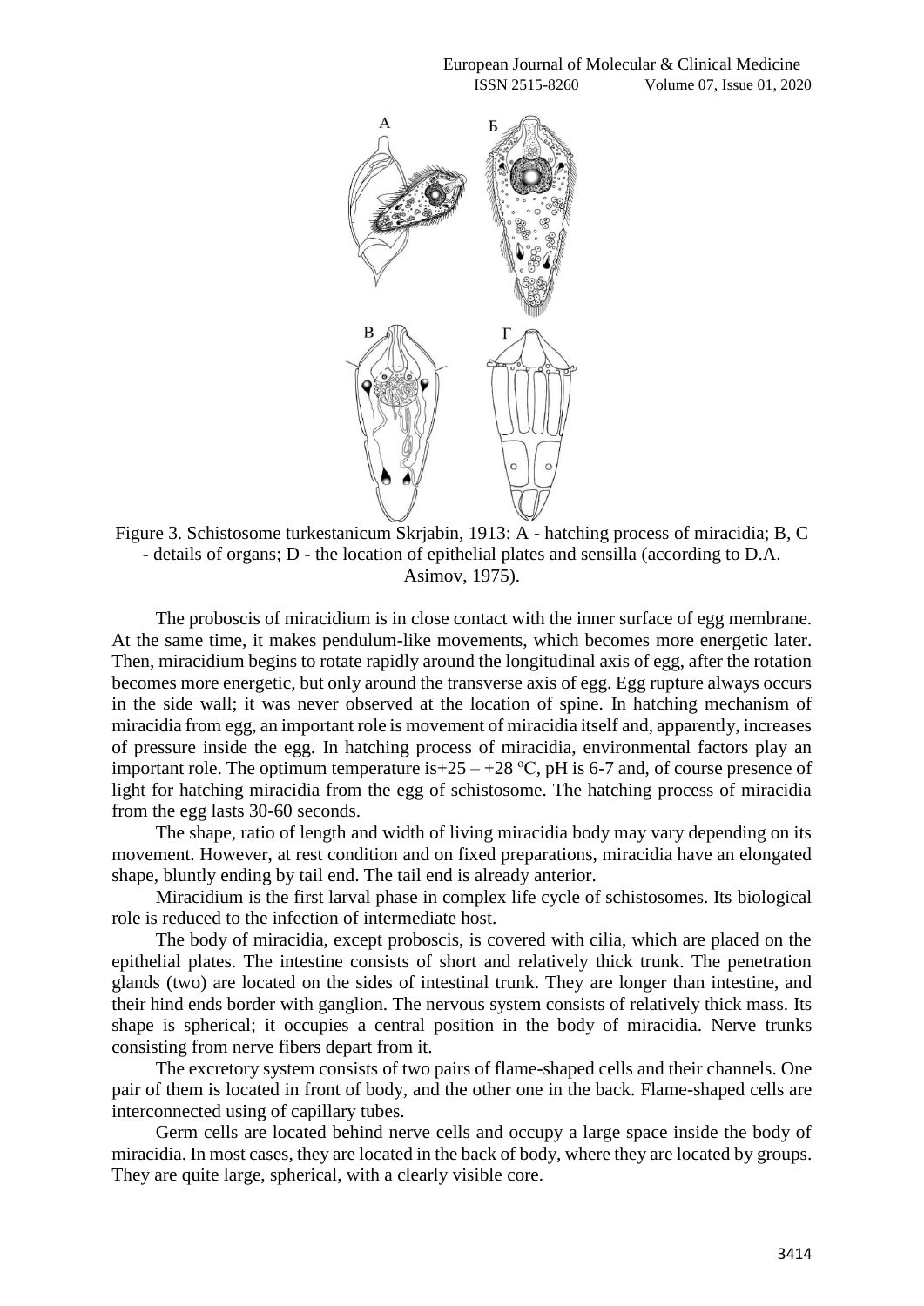Figure 3. Schistosome turkestanicum Skrjabin, 1913: A - hatching process of miracidia; B, C - details of organs; D - the location of epithelial plates and sensilla (according to D.A. Asimov, 1975).

The proboscis of miracidium is in close contact with the inner surface of egg membrane. At the same time, it makes pendulum-like movements, which becomes more energetic later. Then, miracidium begins to rotate rapidly around the longitudinal axis of egg, after the rotation becomes more energetic, but only around the transverse axis of egg. Egg rupture always occurs in the side wall; it was never observed at the location of spine. In hatching mechanism of miracidia from egg, an important role is movement of miracidia itself and, apparently, increases of pressure inside the egg. In hatching process of miracidia, environmental factors play an important role. The optimum temperature is+25 – +28 ºC, pH is 6-7 and, of course presence of light for hatching miracidia from the egg of schistosome. The hatching process of miracidia from the egg lasts 30-60 seconds.

The shape, ratio of length and width of living miracidia body may vary depending on its movement. However, at rest condition and on fixed preparations, miracidia have an elongated shape, bluntly ending by tail end. The tail end is already anterior.

Miracidium is the first larval phase in complex life cycle of schistosomes. Its biological role is reduced to the infection of intermediate host.

The body of miracidia, except proboscis, is covered with cilia, which are placed on the epithelial plates. The intestine consists of short and relatively thick trunk. The penetration glands (two) are located on the sides of intestinal trunk. They are longer than intestine, and their hind ends border with ganglion. The nervous system consists of relatively thick mass. Its shape is spherical; it occupies a central position in the body of miracidia. Nerve trunks consisting from nerve fibers depart from it.

The excretory system consists of two pairs of flame-shaped cells and their channels. One pair of them is located in front of body, and the other one in the back. Flame-shaped cells are interconnected using of capillary tubes.

Germ cells are located behind nerve cells and occupy a large space inside the body of miracidia. In most cases, they are located in the back of body, where they are located by groups. They are quite large, spherical, with a clearly visible core.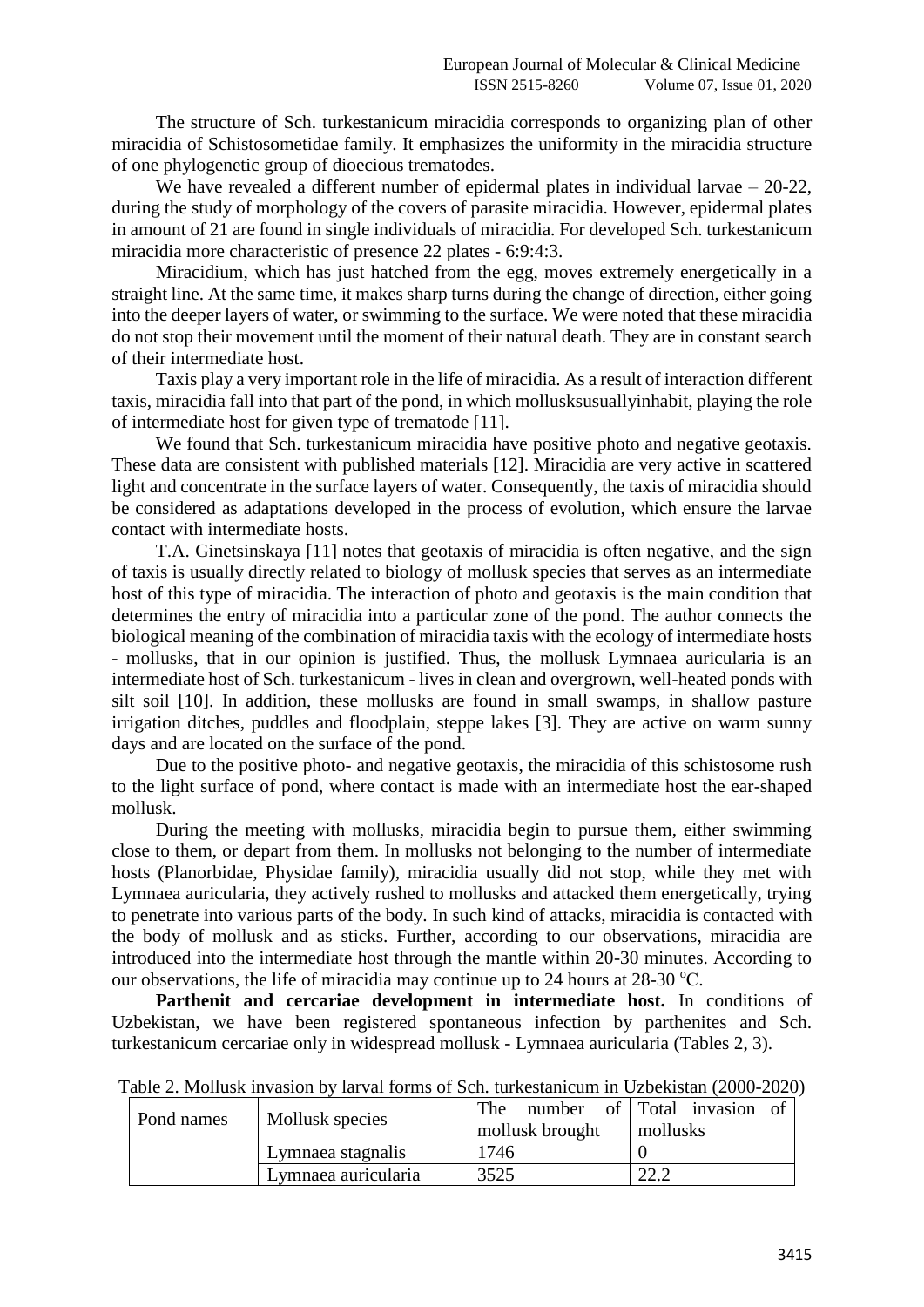The structure of Sch. turkestanicum miracidia corresponds to organizing plan of other miracidia of Schistosometidae family. It emphasizes the uniformity in the miracidia structure of one phylogenetic group of dioecious trematodes.

We have revealed a different number of epidermal plates in individual larvae – 20-22, during the study of morphology of the covers of parasite miracidia. However, epidermal plates in amount of 21 are found in single individuals of miracidia. For developed Sch. turkestanicum miracidia more characteristic of presence 22 plates - 6:9:4:3.

Miracidium, which has just hatched from the egg, moves extremely energetically in a straight line. At the same time, it makes sharp turns during the change of direction, either going into the deeper layers of water, or swimming to the surface. We were noted that these miracidia do not stop their movement until the moment of their natural death. They are in constant search of their intermediate host.

Taxis play a very important role in the life of miracidia. As a result of interaction different taxis, miracidia fall into that part of the pond, in which mollusksusuallyinhabit, playing the role of intermediate host for given type of trematode [11].

We found that Sch. turkestanicum miracidia have positive photo and negative geotaxis. These data are consistent with published materials [12]. Miracidia are very active in scattered light and concentrate in the surface layers of water. Consequently, the taxis of miracidia should be considered as adaptations developed in the process of evolution, which ensure the larvae contact with intermediate hosts.

T.A. Ginetsinskaya [11] notes that geotaxis of miracidia is often negative, and the sign of taxis is usually directly related to biology of mollusk species that serves as an intermediate host of this type of miracidia. The interaction of photo and geotaxis is the main condition that determines the entry of miracidia into a particular zone of the pond. The author connects the biological meaning of the combination of miracidia taxis with the ecology of intermediate hosts - mollusks, that in our opinion is justified. Thus, the mollusk Lymnaea auricularia is an intermediate host of Sch. turkestanicum - lives in clean and overgrown, well-heated ponds with silt soil [10]. In addition, these mollusks are found in small swamps, in shallow pasture irrigation ditches, puddles and floodplain, steppe lakes [3]. They are active on warm sunny days and are located on the surface of the pond.

Due to the positive photo- and negative geotaxis, the miracidia of this schistosome rush to the light surface of pond, where contact is made with an intermediate host the ear-shaped mollusk.

During the meeting with mollusks, miracidia begin to pursue them, either swimming close to them, or depart from them. In mollusks not belonging to the number of intermediate hosts (Planorbidae, Physidae family), miracidia usually did not stop, while they met with Lymnaea auricularia, they actively rushed to mollusks and attacked them energetically, trying to penetrate into various parts of the body. In such kind of attacks, miracidia is contacted with the body of mollusk and as sticks. Further, according to our observations, miracidia are introduced into the intermediate host through the mantle within 20-30 minutes. According to our observations, the life of miracidia may continue up to 24 hours at 28-30 °C.

**Parthenit and cercariae development in intermediate host.** In conditions of Uzbekistan, we have been registered spontaneous infection by parthenites and Sch. turkestanicum cercariae only in widespread mollusk - Lymnaea auricularia (Tables 2, 3).

Table 2. Mollusk invasion by larval forms of Sch. turkestanicum in Uzbekistan (2000-2020)

| Pond names | Mollusk species | The number of mollusk brought | Total invasion of mollusks |
|---|---|---|---|
| | Lymnaea stagnalis | 1746 | 0 |
| | Lymnaea auricularia | 3525 | 22.2 |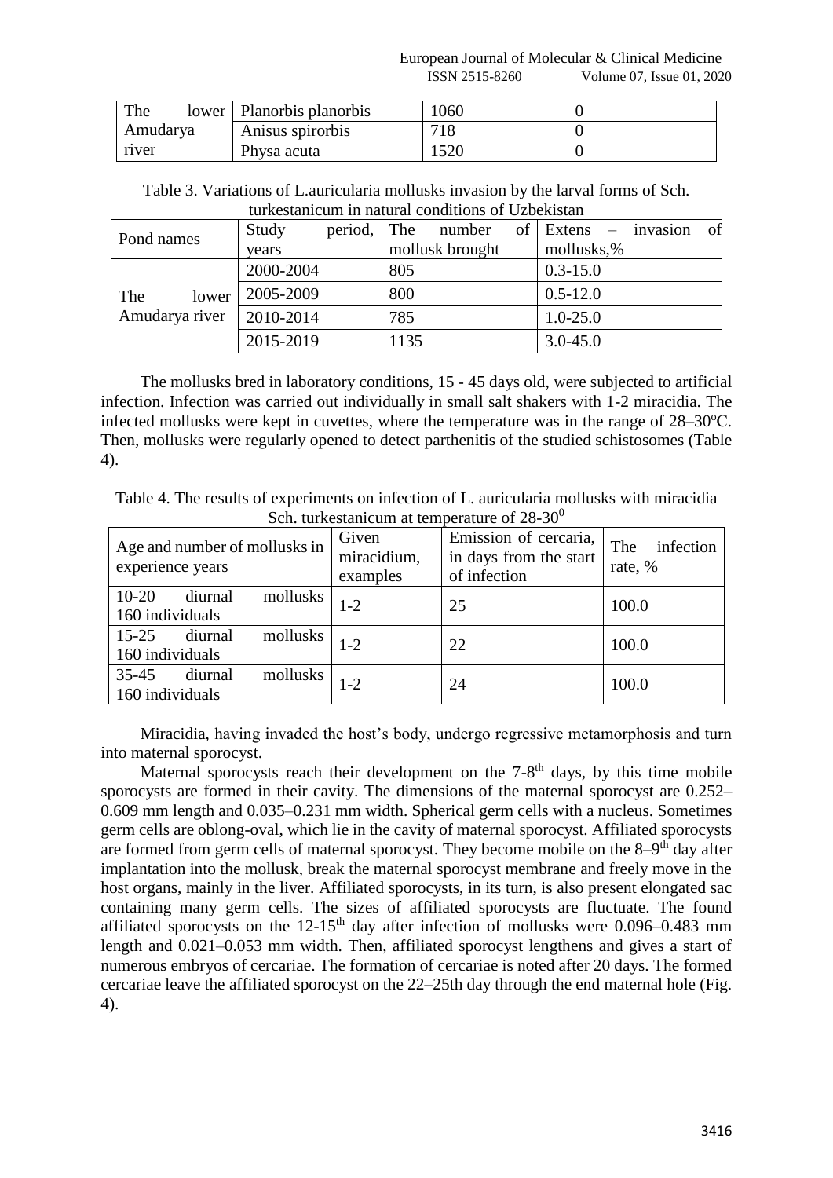| The lower Amudarya river | Planorbis planorbis | 1060 | 0 |
|---|---|---|---|
| | Anisus spirorbis | 718 | 0 |
| | Physa acuta | 1520 | 0 |

Table 3. Variations of L.auricularia mollusks invasion by the larval forms of Sch. turkestanicum in natural conditions of Uzbekistan

| Pond names | Study period, years | The number of mollusk brought | Extens – invasion of mollusks,% |
|---|---|---|---|
| The lower Amudarya river | 2000-2004 | 805 | 0.3-15.0 |
| | 2005-2009 | 800 | 0.5-12.0 |
| | 2010-2014 | 785 | 1.0-25.0 |
| | 2015-2019 | 1135 | 3.0-45.0 |

The mollusks bred in laboratory conditions, 15 - 45 days old, were subjected to artificial infection. Infection was carried out individually in small salt shakers with 1-2 miracidia. The infected mollusks were kept in cuvettes, where the temperature was in the range of 28–30°C. Then, mollusks were regularly opened to detect parthenitis of the studied schistosomes (Table 4).

Table 4. The results of experiments on infection of L. auricularia mollusks with miracidia Sch. turkestanicum at temperature of 28-30$^0$

| Age and number of mollusks in experience years | Given miracidium, examples | Emission of cercaria, in days from the start of infection | The infection rate, % |
|---|---|---|---|
| 10-20 diurnal mollusks 160 individuals | 1-2 | 25 | 100.0 |
| 15-25 diurnal mollusks 160 individuals | 1-2 | 22 | 100.0 |
| 35-45 diurnal mollusks 160 individuals | 1-2 | 24 | 100.0 |

Miracidia, having invaded the host's body, undergo regressive metamorphosis and turn into maternal sporocyst.

Maternal sporocysts reach their development on the 7-8$^{th}$ days, by this time mobile sporocysts are formed in their cavity. The dimensions of the maternal sporocyst are 0.252–0.609 mm length and 0.035–0.231 mm width. Spherical germ cells with a nucleus. Sometimes germ cells are oblong-oval, which lie in the cavity of maternal sporocyst. Affiliated sporocysts are formed from germ cells of maternal sporocyst. They become mobile on the 8–9$^{th}$ day after implantation into the mollusk, break the maternal sporocyst membrane and freely move in the host organs, mainly in the liver. Affiliated sporocysts, in its turn, is also present elongated sac containing many germ cells. The sizes of affiliated sporocysts are fluctuate. The found affiliated sporocysts on the 12-15$^{th}$ day after infection of mollusks were 0.096–0.483 mm length and 0.021–0.053 mm width. Then, affiliated sporocyst lengthens and gives a start of numerous embryos of cercariae. The formation of cercariae is noted after 20 days. The formed cercariae leave the affiliated sporocyst on the 22–25th day through the end maternal hole (Fig. 4).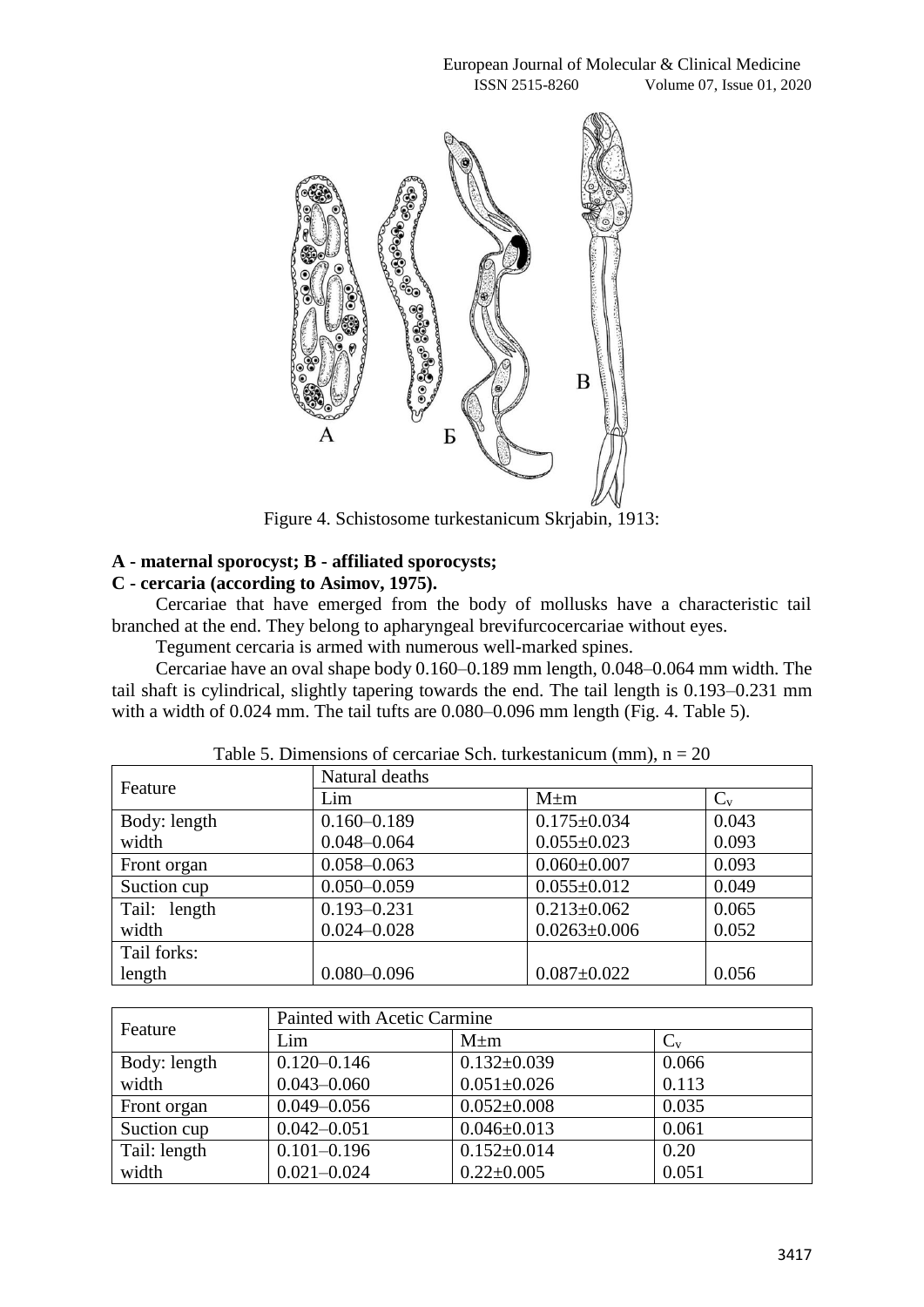Figure 4. Schistosome turkestanicum Skrjabin, 1913:

**A - maternal sporocyst; B - affiliated sporocysts;**
**C - cercaria (according to Asimov, 1975).**

Cercariae that have emerged from the body of mollusks have a characteristic tail branched at the end. They belong to apharyngeal brevifurcocercariae without eyes.

Tegument cercaria is armed with numerous well-marked spines.

Cercariae have an oval shape body 0.160–0.189 mm length, 0.048–0.064 mm width. The tail shaft is cylindrical, slightly tapering towards the end. The tail length is 0.193–0.231 mm with a width of 0.024 mm. The tail tufts are 0.080–0.096 mm length (Fig. 4. Table 5).

Table 5. Dimensions of cercariae Sch. turkestanicum (mm), n = 20

| Feature | Natural deaths | | |
|---|---|---|---|
| | Lim | M±m | $C_v$ |
| Body: length | 0.160–0.189 | 0.175±0.034 | 0.043 |
| width | 0.048–0.064 | 0.055±0.023 | 0.093 |
| Front organ | 0.058–0.063 | 0.060±0.007 | 0.093 |
| Suction cup | 0.050–0.059 | 0.055±0.012 | 0.049 |
| Tail: length | 0.193–0.231 | 0.213±0.062 | 0.065 |
| width | 0.024–0.028 | 0.0263±0.006 | 0.052 |
| Tail forks: length | 0.080–0.096 | 0.087±0.022 | 0.056 |

| Feature | Painted with Acetic Carmine | | |
|---|---|---|---|
| | Lim | M±m | $C_v$ |
| Body: length | 0.120–0.146 | 0.132±0.039 | 0.066 |
| width | 0.043–0.060 | 0.051±0.026 | 0.113 |
| Front organ | 0.049–0.056 | 0.052±0.008 | 0.035 |
| Suction cup | 0.042–0.051 | 0.046±0.013 | 0.061 |
| Tail: length | 0.101–0.196 | 0.152±0.014 | 0.20 |
| width | 0.021–0.024 | 0.22±0.005 | 0.051 |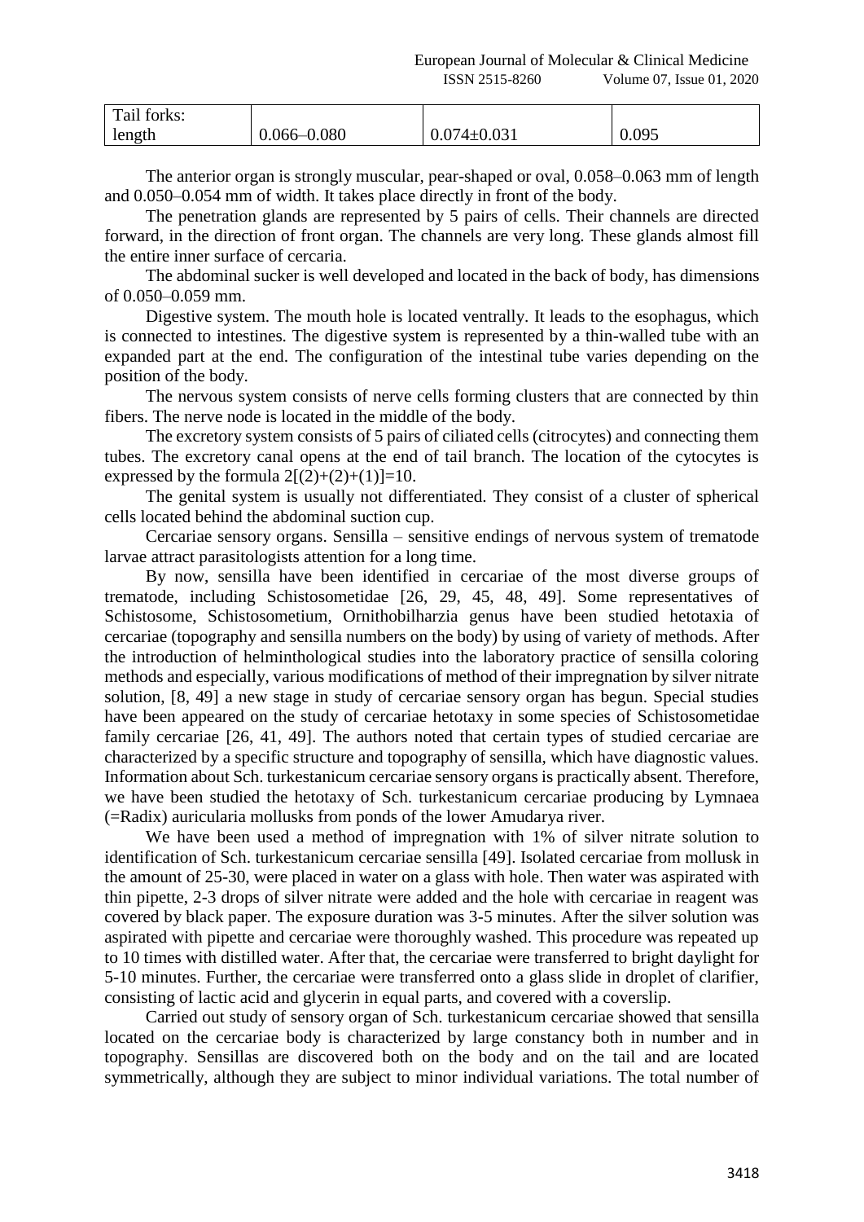| Tail forks: length | 0.066–0.080 | 0.074±0.031 | 0.095 |
|---|---|---|---|

The anterior organ is strongly muscular, pear-shaped or oval, 0.058–0.063 mm of length and 0.050–0.054 mm of width. It takes place directly in front of the body.

The penetration glands are represented by 5 pairs of cells. Their channels are directed forward, in the direction of front organ. The channels are very long. These glands almost fill the entire inner surface of cercaria.

The abdominal sucker is well developed and located in the back of body, has dimensions of 0.050–0.059 mm.

Digestive system. The mouth hole is located ventrally. It leads to the esophagus, which is connected to intestines. The digestive system is represented by a thin-walled tube with an expanded part at the end. The configuration of the intestinal tube varies depending on the position of the body.

The nervous system consists of nerve cells forming clusters that are connected by thin fibers. The nerve node is located in the middle of the body.

The excretory system consists of 5 pairs of ciliated cells (citrocytes) and connecting them tubes. The excretory canal opens at the end of tail branch. The location of the cytocytes is expressed by the formula $2[(2)+(2)+(1)]=10$.

The genital system is usually not differentiated. They consist of a cluster of spherical cells located behind the abdominal suction cup.

Cercariae sensory organs. Sensilla – sensitive endings of nervous system of trematode larvae attract parasitologists attention for a long time.

By now, sensilla have been identified in cercariae of the most diverse groups of trematode, including Schistosometidae [26, 29, 45, 48, 49]. Some representatives of Schistosome, Schistosometium, Ornithobilharzia genus have been studied hetotaxia of cercariae (topography and sensilla numbers on the body) by using of variety of methods. After the introduction of helminthological studies into the laboratory practice of sensilla coloring methods and especially, various modifications of method of their impregnation by silver nitrate solution, [8, 49] a new stage in study of cercariae sensory organ has begun. Special studies have been appeared on the study of cercariae hetotaxy in some species of Schistosometidae family cercariae [26, 41, 49]. The authors noted that certain types of studied cercariae are characterized by a specific structure and topography of sensilla, which have diagnostic values. Information about Sch. turkestanicum cercariae sensory organs is practically absent. Therefore, we have been studied the hetotaxy of Sch. turkestanicum cercariae producing by Lymnaea (=Radix) auricularia mollusks from ponds of the lower Amudarya river.

We have been used a method of impregnation with 1% of silver nitrate solution to identification of Sch. turkestanicum cercariae sensilla [49]. Isolated cercariae from mollusk in the amount of 25-30, were placed in water on a glass with hole. Then water was aspirated with thin pipette, 2-3 drops of silver nitrate were added and the hole with cercariae in reagent was covered by black paper. The exposure duration was 3-5 minutes. After the silver solution was aspirated with pipette and cercariae were thoroughly washed. This procedure was repeated up to 10 times with distilled water. After that, the cercariae were transferred to bright daylight for 5-10 minutes. Further, the cercariae were transferred onto a glass slide in droplet of clarifier, consisting of lactic acid and glycerin in equal parts, and covered with a coverslip.

Carried out study of sensory organ of Sch. turkestanicum cercariae showed that sensilla located on the cercariae body is characterized by large constancy both in number and in topography. Sensillas are discovered both on the body and on the tail and are located symmetrically, although they are subject to minor individual variations. The total number of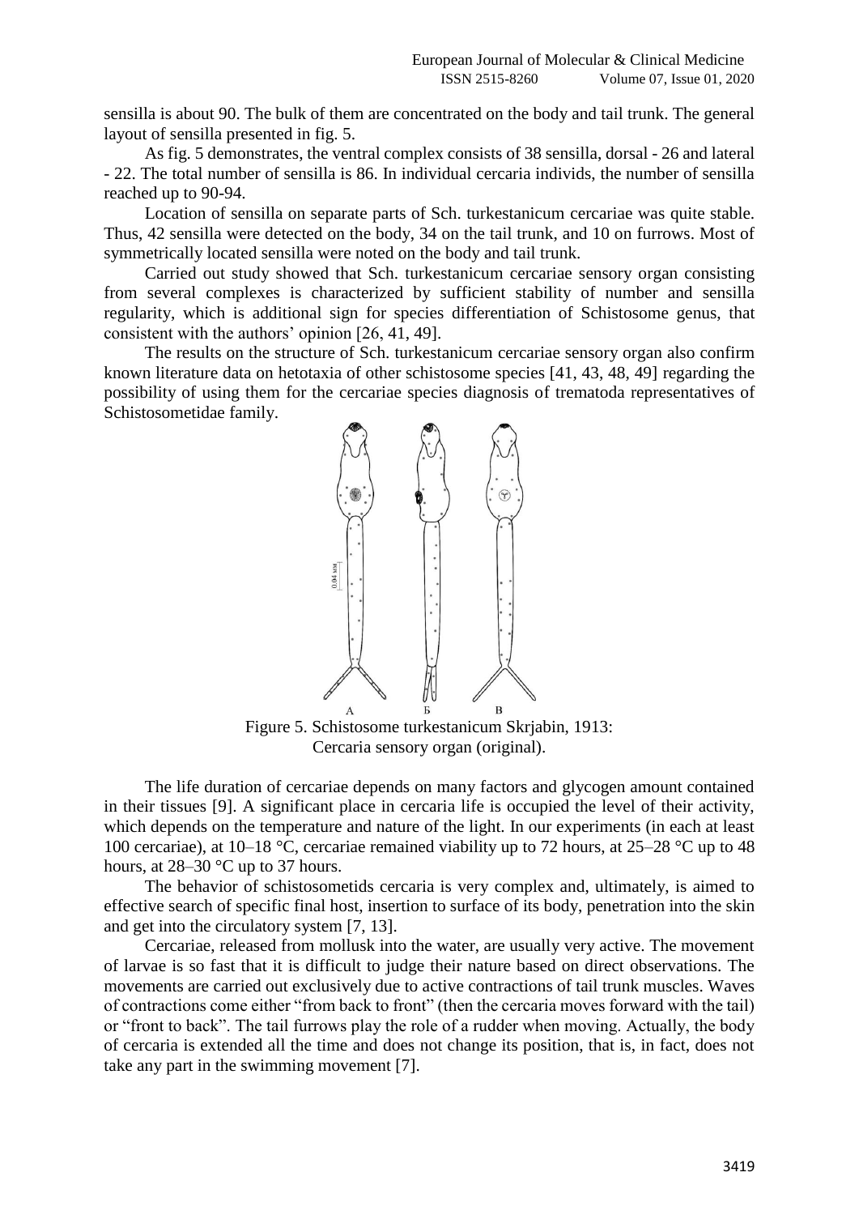sensilla is about 90. The bulk of them are concentrated on the body and tail trunk. The general layout of sensilla presented in fig. 5.

As fig. 5 demonstrates, the ventral complex consists of 38 sensilla, dorsal - 26 and lateral - 22. The total number of sensilla is 86. In individual cercaria individs, the number of sensilla reached up to 90-94.

Location of sensilla on separate parts of Sch. turkestanicum cercariae was quite stable. Thus, 42 sensilla were detected on the body, 34 on the tail trunk, and 10 on furrows. Most of symmetrically located sensilla were noted on the body and tail trunk.

Carried out study showed that Sch. turkestanicum cercariae sensory organ consisting from several complexes is characterized by sufficient stability of number and sensilla regularity, which is additional sign for species differentiation of Schistosome genus, that consistent with the authors' opinion [26, 41, 49].

The results on the structure of Sch. turkestanicum cercariae sensory organ also confirm known literature data on hetotaxia of other schistosome species [41, 43, 48, 49] regarding the possibility of using them for the cercariae species diagnosis of trematoda representatives of Schistosometidae family.

Figure 5. Schistosome turkestanicum Skrjabin, 1913: Cercaria sensory organ (original).

The life duration of cercariae depends on many factors and glycogen amount contained in their tissues [9]. A significant place in cercaria life is occupied the level of their activity, which depends on the temperature and nature of the light. In our experiments (in each at least 100 cercariae), at 10–18 °C, cercariae remained viability up to 72 hours, at 25–28 °C up to 48 hours, at 28–30 °C up to 37 hours.

The behavior of schistosometids cercaria is very complex and, ultimately, is aimed to effective search of specific final host, insertion to surface of its body, penetration into the skin and get into the circulatory system [7, 13].

Cercariae, released from mollusk into the water, are usually very active. The movement of larvae is so fast that it is difficult to judge their nature based on direct observations. The movements are carried out exclusively due to active contractions of tail trunk muscles. Waves of contractions come either "from back to front" (then the cercaria moves forward with the tail) or "front to back". The tail furrows play the role of a rudder when moving. Actually, the body of cercaria is extended all the time and does not change its position, that is, in fact, does not take any part in the swimming movement [7].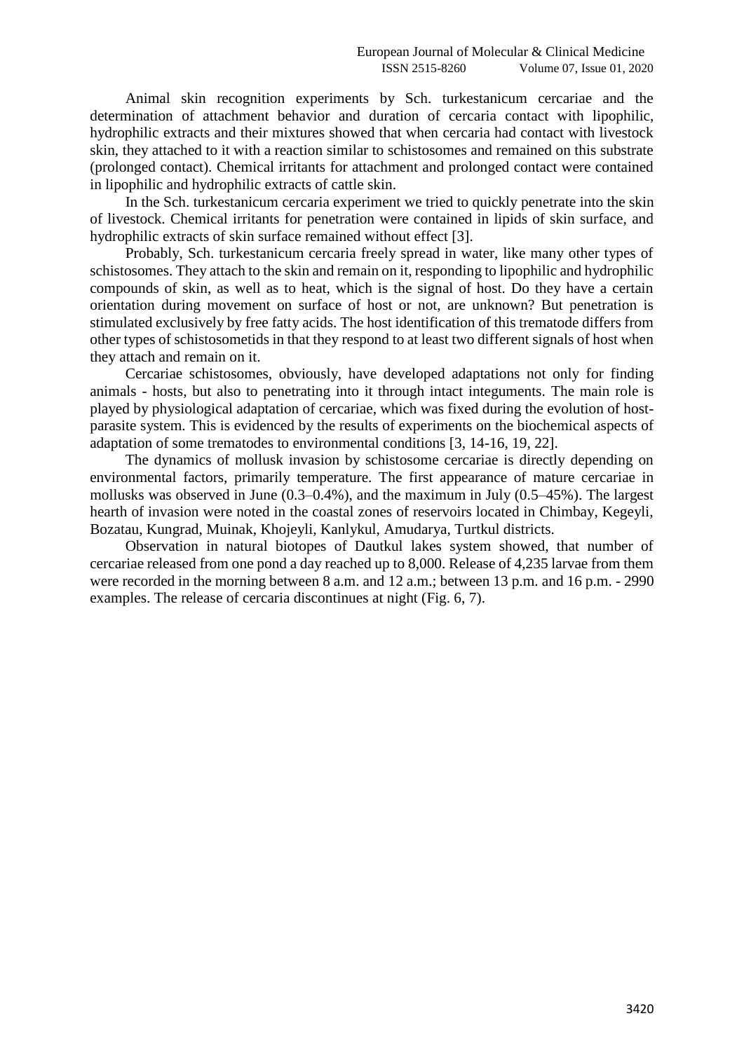Animal skin recognition experiments by Sch. turkestanicum cercariae and the determination of attachment behavior and duration of cercaria contact with lipophilic, hydrophilic extracts and their mixtures showed that when cercaria had contact with livestock skin, they attached to it with a reaction similar to schistosomes and remained on this substrate (prolonged contact). Chemical irritants for attachment and prolonged contact were contained in lipophilic and hydrophilic extracts of cattle skin.

In the Sch. turkestanicum cercaria experiment we tried to quickly penetrate into the skin of livestock. Chemical irritants for penetration were contained in lipids of skin surface, and hydrophilic extracts of skin surface remained without effect [3].

Probably, Sch. turkestanicum cercaria freely spread in water, like many other types of schistosomes. They attach to the skin and remain on it, responding to lipophilic and hydrophilic compounds of skin, as well as to heat, which is the signal of host. Do they have a certain orientation during movement on surface of host or not, are unknown? But penetration is stimulated exclusively by free fatty acids. The host identification of this trematode differs from other types of schistosometids in that they respond to at least two different signals of host when they attach and remain on it.

Cercariae schistosomes, obviously, have developed adaptations not only for finding animals - hosts, but also to penetrating into it through intact integuments. The main role is played by physiological adaptation of cercariae, which was fixed during the evolution of host-parasite system. This is evidenced by the results of experiments on the biochemical aspects of adaptation of some trematodes to environmental conditions [3, 14-16, 19, 22].

The dynamics of mollusk invasion by schistosome cercariae is directly depending on environmental factors, primarily temperature. The first appearance of mature cercariae in mollusks was observed in June (0.3–0.4%), and the maximum in July (0.5–45%). The largest hearth of invasion were noted in the coastal zones of reservoirs located in Chimbay, Kegeyli, Bozatau, Kungrad, Muinak, Khojeyli, Kanlykul, Amudarya, Turtkul districts.

Observation in natural biotopes of Dautkul lakes system showed, that number of cercariae released from one pond a day reached up to 8,000. Release of 4,235 larvae from them were recorded in the morning between 8 a.m. and 12 a.m.; between 13 p.m. and 16 p.m. - 2990 examples. The release of cercaria discontinues at night (Fig. 6, 7).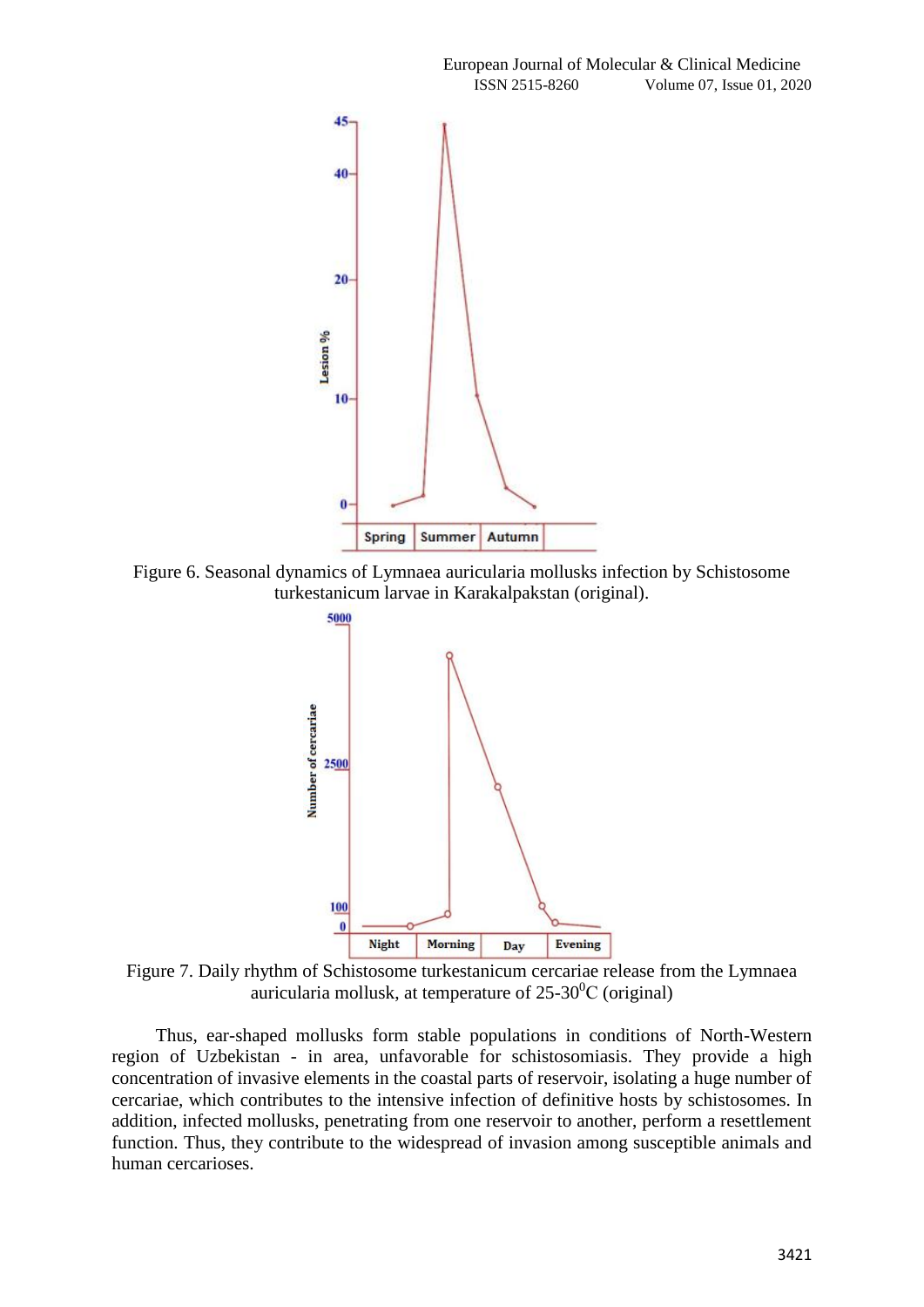Figure 6. Seasonal dynamics of Lymnaea auricularia mollusks infection by Schistosome turkestanicum larvae in Karakalpakstan (original).

Figure 7. Daily rhythm of Schistosome turkestanicum cercariae release from the Lymnaea auricularia mollusk, at temperature of 25-30$^0$C (original)

Thus, ear-shaped mollusks form stable populations in conditions of North-Western region of Uzbekistan - in area, unfavorable for schistosomiasis. They provide a high concentration of invasive elements in the coastal parts of reservoir, isolating a huge number of cercariae, which contributes to the intensive infection of definitive hosts by schistosomes. In addition, infected mollusks, penetrating from one reservoir to another, perform a resettlement function. Thus, they contribute to the widespread of invasion among susceptible animals and human cercarioses.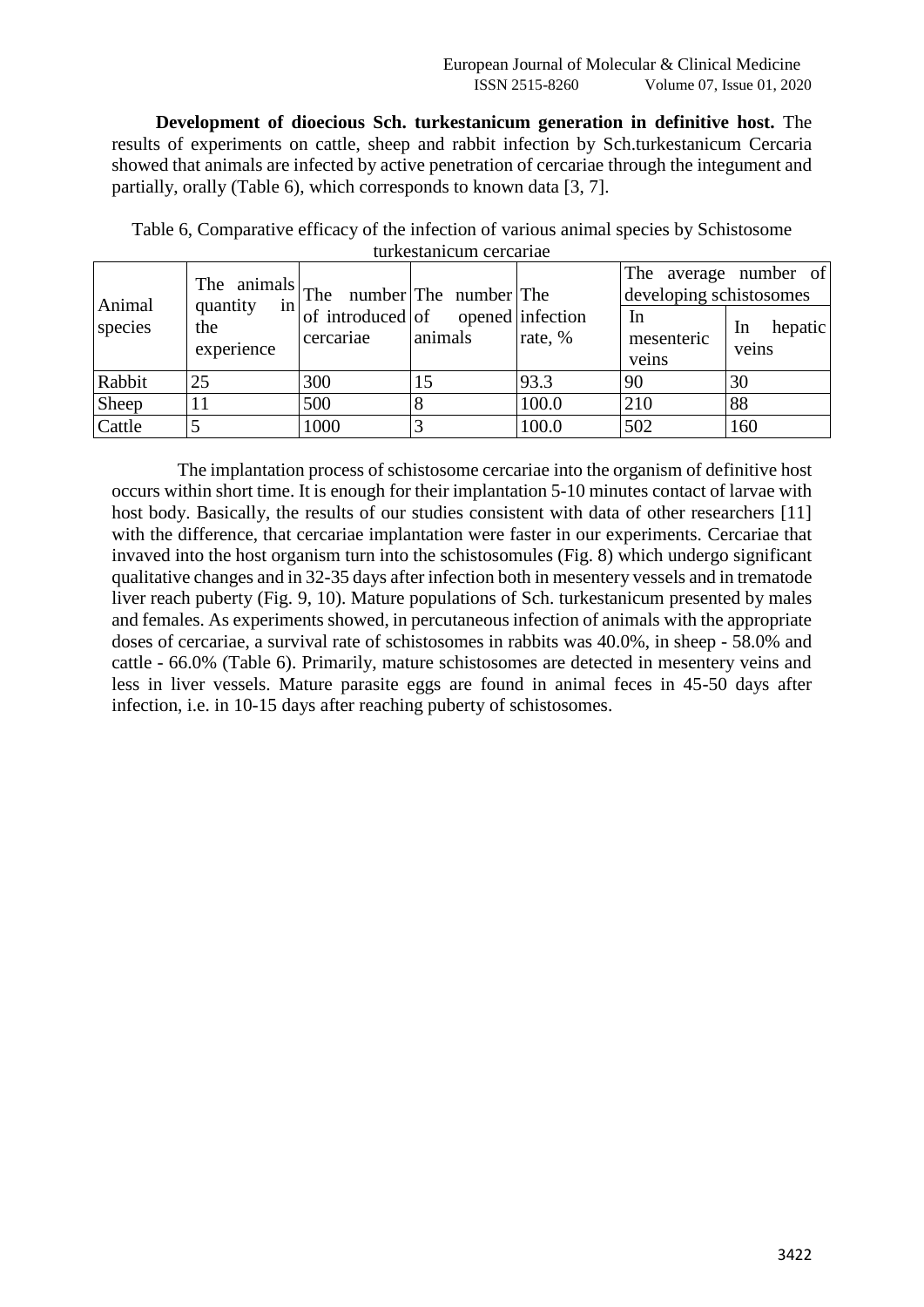**Development of dioecious Sch. turkestanicum generation in definitive host.** The results of experiments on cattle, sheep and rabbit infection by Sch.turkestanicum Cercaria showed that animals are infected by active penetration of cercariae through the integument and partially, orally (Table 6), which corresponds to known data [3, 7].

Table 6, Comparative efficacy of the infection of various animal species by Schistosome turkestanicum cercariae

| Animal species | The animals quantity in the experience | The number of introduced cercariae | The number of opened animals | The infection rate, % | The average number of developing schistosomes | |
|---|---|---|---|---|---|---|
| | | | | | In mesenteric veins | In hepatic veins |
| Rabbit | 25 | 300 | 15 | 93.3 | 90 | 30 |
| Sheep | 11 | 500 | 8 | 100.0 | 210 | 88 |
| Cattle | 5 | 1000 | 3 | 100.0 | 502 | 160 |

The implantation process of schistosome cercariae into the organism of definitive host occurs within short time. It is enough for their implantation 5-10 minutes contact of larvae with host body. Basically, the results of our studies consistent with data of other researchers [11] with the difference, that cercariae implantation were faster in our experiments. Cercariae that invaved into the host organism turn into the schistosomules (Fig. 8) which undergo significant qualitative changes and in 32-35 days after infection both in mesentery vessels and in trematode liver reach puberty (Fig. 9, 10). Mature populations of Sch. turkestanicum presented by males and females. As experiments showed, in percutaneous infection of animals with the appropriate doses of cercariae, a survival rate of schistosomes in rabbits was 40.0%, in sheep - 58.0% and cattle - 66.0% (Table 6). Primarily, mature schistosomes are detected in mesentery veins and less in liver vessels. Mature parasite eggs are found in animal feces in 45-50 days after infection, i.e. in 10-15 days after reaching puberty of schistosomes.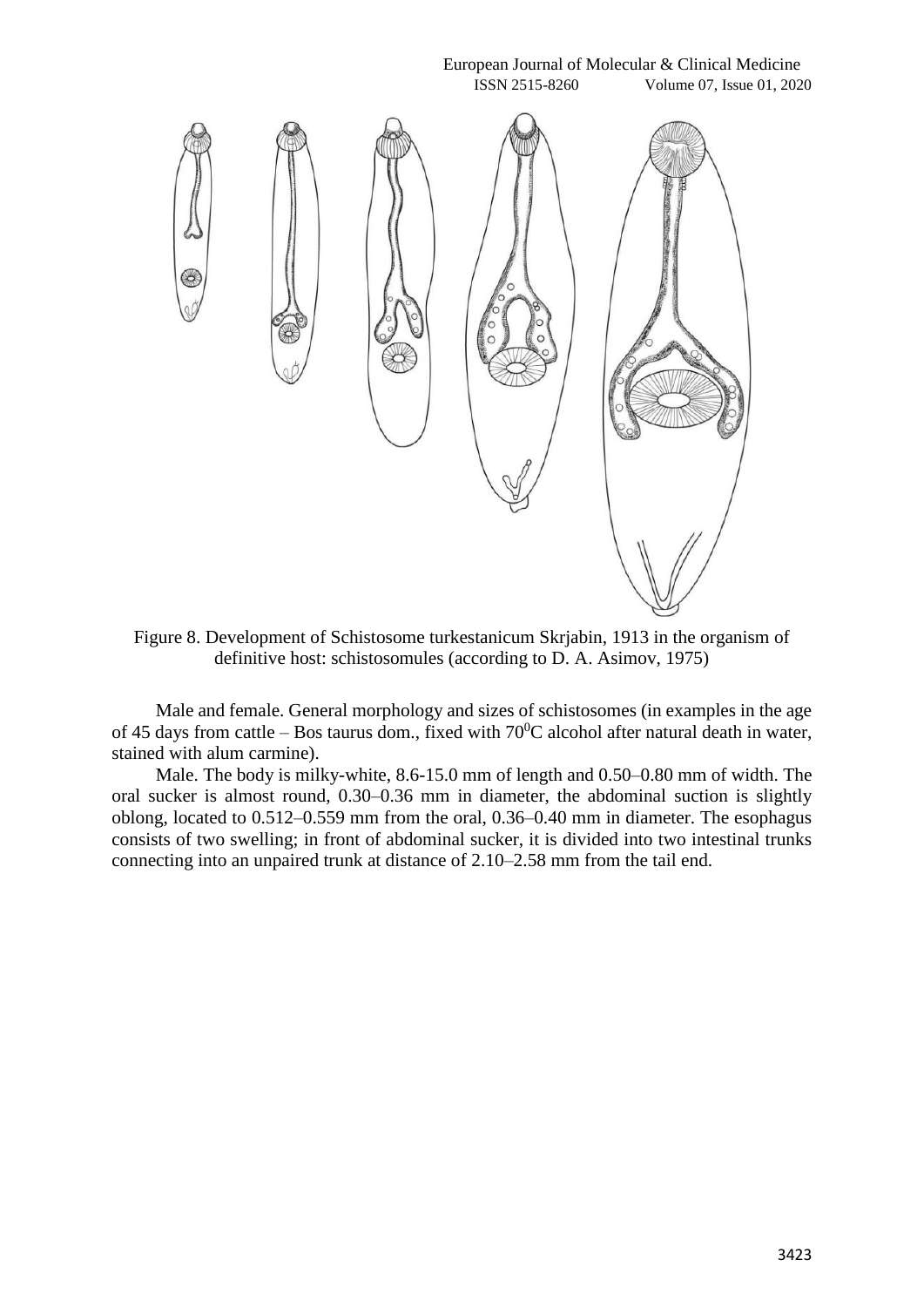Figure 8. Development of Schistosome turkestanicum Skrjabin, 1913 in the organism of definitive host: schistosomules (according to D. A. Asimov, 1975)

Male and female. General morphology and sizes of schistosomes (in examples in the age of 45 days from cattle – Bos taurus dom., fixed with $70^0$C alcohol after natural death in water, stained with alum carmine).

Male. The body is milky-white, 8.6-15.0 mm of length and 0.50–0.80 mm of width. The oral sucker is almost round, 0.30–0.36 mm in diameter, the abdominal suction is slightly oblong, located to 0.512–0.559 mm from the oral, 0.36–0.40 mm in diameter. The esophagus consists of two swelling; in front of abdominal sucker, it is divided into two intestinal trunks connecting into an unpaired trunk at distance of 2.10–2.58 mm from the tail end.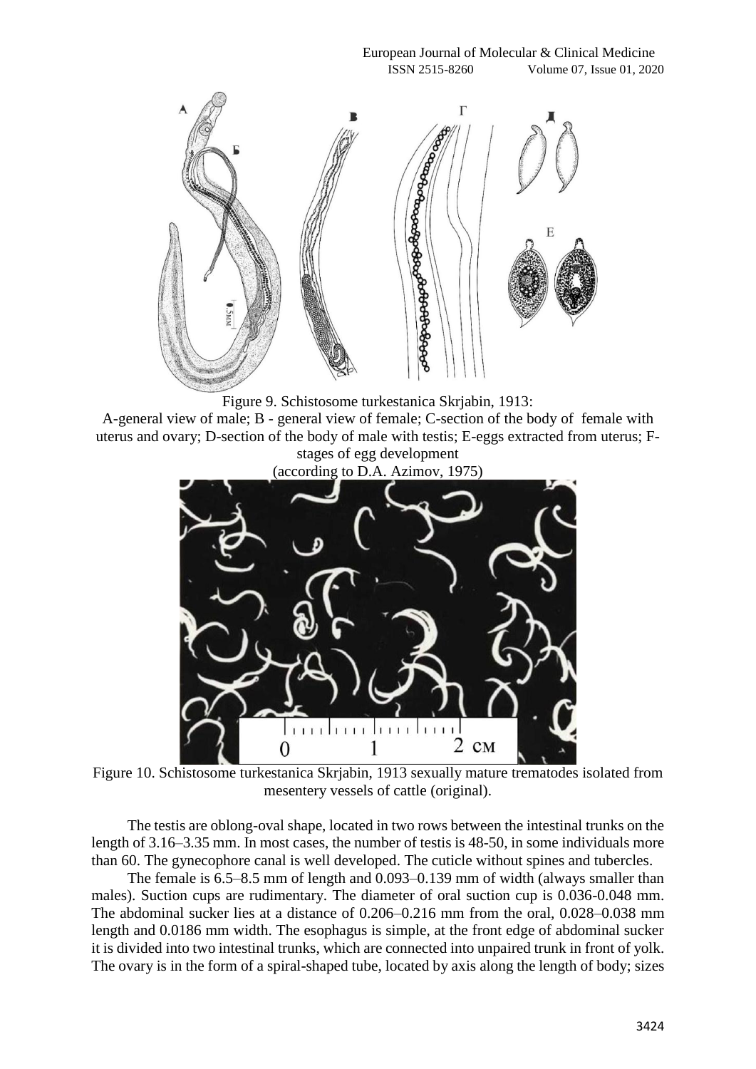Figure 9. Schistosome turkestanica Skrjabin, 1913:
A-general view of male; B - general view of female; C-section of the body of female with uterus and ovary; D-section of the body of male with testis; E-eggs extracted from uterus; F-stages of egg development
(according to D.A. Azimov, 1975)

Figure 10. Schistosome turkestanica Skrjabin, 1913 sexually mature trematodes isolated from mesentery vessels of cattle (original).

The testis are oblong-oval shape, located in two rows between the intestinal trunks on the length of 3.16–3.35 mm. In most cases, the number of testis is 48-50, in some individuals more than 60. The gynecophore canal is well developed. The cuticle without spines and tubercles.

The female is 6.5–8.5 mm of length and 0.093–0.139 mm of width (always smaller than males). Suction cups are rudimentary. The diameter of oral suction cup is 0.036-0.048 mm. The abdominal sucker lies at a distance of 0.206–0.216 mm from the oral, 0.028–0.038 mm length and 0.0186 mm width. The esophagus is simple, at the front edge of abdominal sucker it is divided into two intestinal trunks, which are connected into unpaired trunk in front of yolk. The ovary is in the form of a spiral-shaped tube, located by axis along the length of body; sizes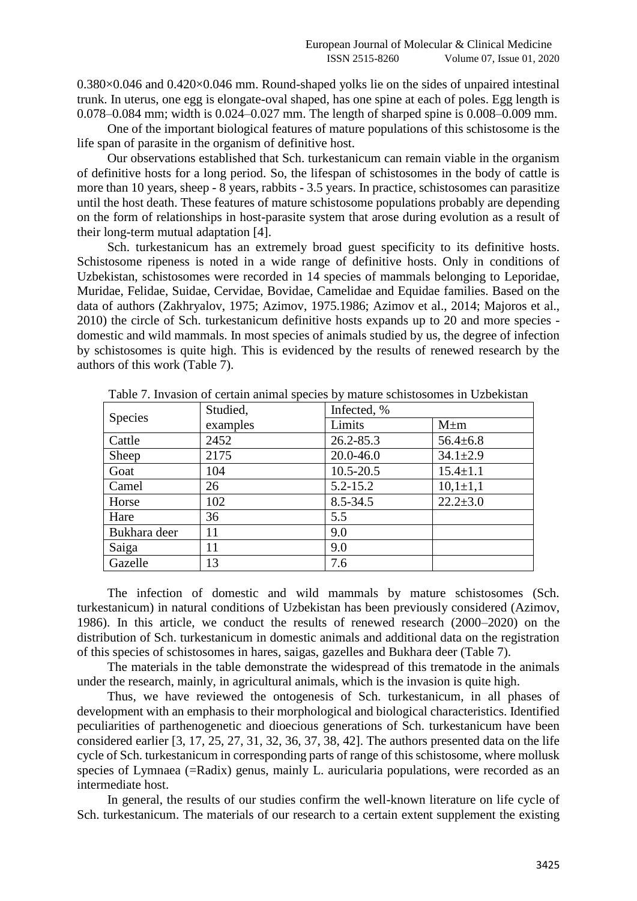0.380×0.046 and 0.420×0.046 mm. Round-shaped yolks lie on the sides of unpaired intestinal trunk. In uterus, one egg is elongate-oval shaped, has one spine at each of poles. Egg length is 0.078–0.084 mm; width is 0.024–0.027 mm. The length of sharped spine is 0.008–0.009 mm.

One of the important biological features of mature populations of this schistosome is the life span of parasite in the organism of definitive host.

Our observations established that Sch. turkestanicum can remain viable in the organism of definitive hosts for a long period. So, the lifespan of schistosomes in the body of cattle is more than 10 years, sheep - 8 years, rabbits - 3.5 years. In practice, schistosomes can parasitize until the host death. These features of mature schistosome populations probably are depending on the form of relationships in host-parasite system that arose during evolution as a result of their long-term mutual adaptation [4].

Sch. turkestanicum has an extremely broad guest specificity to its definitive hosts. Schistosome ripeness is noted in a wide range of definitive hosts. Only in conditions of Uzbekistan, schistosomes were recorded in 14 species of mammals belonging to Leporidae, Muridae, Felidae, Suidae, Cervidae, Bovidae, Camelidae and Equidae families. Based on the data of authors (Zakhryalov, 1975; Azimov, 1975.1986; Azimov et al., 2014; Majoros et al., 2010) the circle of Sch. turkestanicum definitive hosts expands up to 20 and more species - domestic and wild mammals. In most species of animals studied by us, the degree of infection by schistosomes is quite high. This is evidenced by the results of renewed research by the authors of this work (Table 7).

Table 7. Invasion of certain animal species by mature schistosomes in Uzbekistan

| Species | Studied, examples | Infected, % | |
|---|---|---|---|
| | | Limits | M±m |
| Cattle | 2452 | 26.2-85.3 | 56.4±6.8 |
| Sheep | 2175 | 20.0-46.0 | 34.1±2.9 |
| Goat | 104 | 10.5-20.5 | 15.4±1.1 |
| Camel | 26 | 5.2-15.2 | 10,1±1,1 |
| Horse | 102 | 8.5-34.5 | 22.2±3.0 |
| Hare | 36 | 5.5 | |
| Bukhara deer | 11 | 9.0 | |
| Saiga | 11 | 9.0 | |
| Gazelle | 13 | 7.6 | |

The infection of domestic and wild mammals by mature schistosomes (Sch. turkestanicum) in natural conditions of Uzbekistan has been previously considered (Azimov, 1986). In this article, we conduct the results of renewed research (2000–2020) on the distribution of Sch. turkestanicum in domestic animals and additional data on the registration of this species of schistosomes in hares, saigas, gazelles and Bukhara deer (Table 7).

The materials in the table demonstrate the widespread of this trematode in the animals under the research, mainly, in agricultural animals, which is the invasion is quite high.

Thus, we have reviewed the ontogenesis of Sch. turkestanicum, in all phases of development with an emphasis to their morphological and biological characteristics. Identified peculiarities of parthenogenetic and dioecious generations of Sch. turkestanicum have been considered earlier [3, 17, 25, 27, 31, 32, 36, 37, 38, 42]. The authors presented data on the life cycle of Sch. turkestanicum in corresponding parts of range of this schistosome, where mollusk species of Lymnaea (=Radix) genus, mainly L. auricularia populations, were recorded as an intermediate host.

In general, the results of our studies confirm the well-known literature on life cycle of Sch. turkestanicum. The materials of our research to a certain extent supplement the existing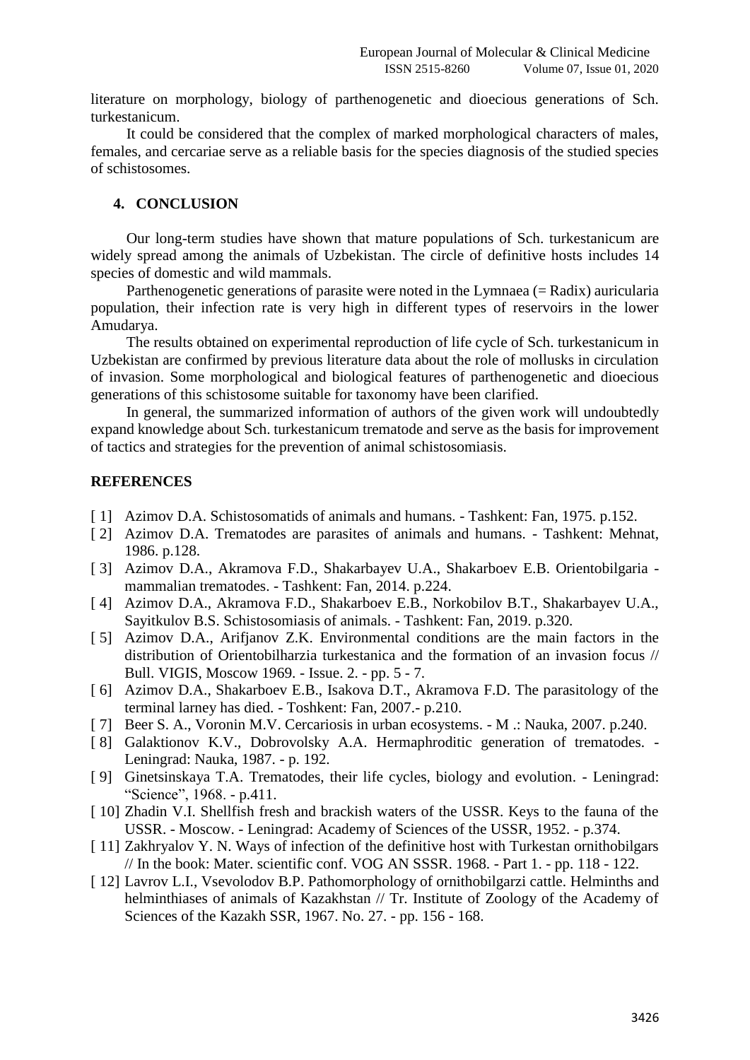literature on morphology, biology of parthenogenetic and dioecious generations of Sch. turkestanicum.

It could be considered that the complex of marked morphological characters of males, females, and cercariae serve as a reliable basis for the species diagnosis of the studied species of schistosomes.

## 4. CONCLUSION

Our long-term studies have shown that mature populations of Sch. turkestanicum are widely spread among the animals of Uzbekistan. The circle of definitive hosts includes 14 species of domestic and wild mammals.

Parthenogenetic generations of parasite were noted in the Lymnaea (= Radix) auricularia population, their infection rate is very high in different types of reservoirs in the lower Amudarya.

The results obtained on experimental reproduction of life cycle of Sch. turkestanicum in Uzbekistan are confirmed by previous literature data about the role of mollusks in circulation of invasion. Some morphological and biological features of parthenogenetic and dioecious generations of this schistosome suitable for taxonomy have been clarified.

In general, the summarized information of authors of the given work will undoubtedly expand knowledge about Sch. turkestanicum trematode and serve as the basis for improvement of tactics and strategies for the prevention of animal schistosomiasis.

## REFERENCES

[ 1] Azimov D.A. Schistosomatids of animals and humans. - Tashkent: Fan, 1975. p.152.

[ 2] Azimov D.A. Trematodes are parasites of animals and humans. - Tashkent: Mehnat, 1986. p.128.

[ 3] Azimov D.A., Akramova F.D., Shakarbayev U.A., Shakarboev E.B. Orientobilgaria - mammalian trematodes. - Tashkent: Fan, 2014. p.224.

[ 4] Azimov D.A., Akramova F.D., Shakarboev E.B., Norkobilov B.T., Shakarbayev U.A., Sayitkulov B.S. Schistosomiasis of animals. - Tashkent: Fan, 2019. p.320.

[ 5] Azimov D.A., Arifjanov Z.K. Environmental conditions are the main factors in the distribution of Orientobilharzia turkestanica and the formation of an invasion focus // Bull. VIGIS, Moscow 1969. - Issue. 2. - pp. 5 - 7.

[ 6] Azimov D.A., Shakarboev E.B., Isakova D.T., Akramova F.D. The parasitology of the terminal larney has died. - Toshkent: Fan, 2007.- p.210.

[ 7] Beer S. A., Voronin M.V. Cercariosis in urban ecosystems. - M .: Nauka, 2007. p.240.

[ 8] Galaktionov K.V., Dobrovolsky A.A. Hermaphroditic generation of trematodes. - Leningrad: Nauka, 1987. - p. 192.

[ 9] Ginetsinskaya T.A. Trematodes, their life cycles, biology and evolution. - Leningrad: "Science", 1968. - p.411.

[ 10] Zhadin V.I. Shellfish fresh and brackish waters of the USSR. Keys to the fauna of the USSR. - Moscow. - Leningrad: Academy of Sciences of the USSR, 1952. - p.374.

[ 11] Zakhryalov Y. N. Ways of infection of the definitive host with Turkestan ornithobilgars // In the book: Mater. scientific conf. VOG AN SSSR. 1968. - Part 1. - pp. 118 - 122.

[ 12] Lavrov L.I., Vsevolodov B.P. Pathomorphology of ornithobilgarzi cattle. Helminths and helminthiases of animals of Kazakhstan // Tr. Institute of Zoology of the Academy of Sciences of the Kazakh SSR, 1967. No. 27. - pp. 156 - 168.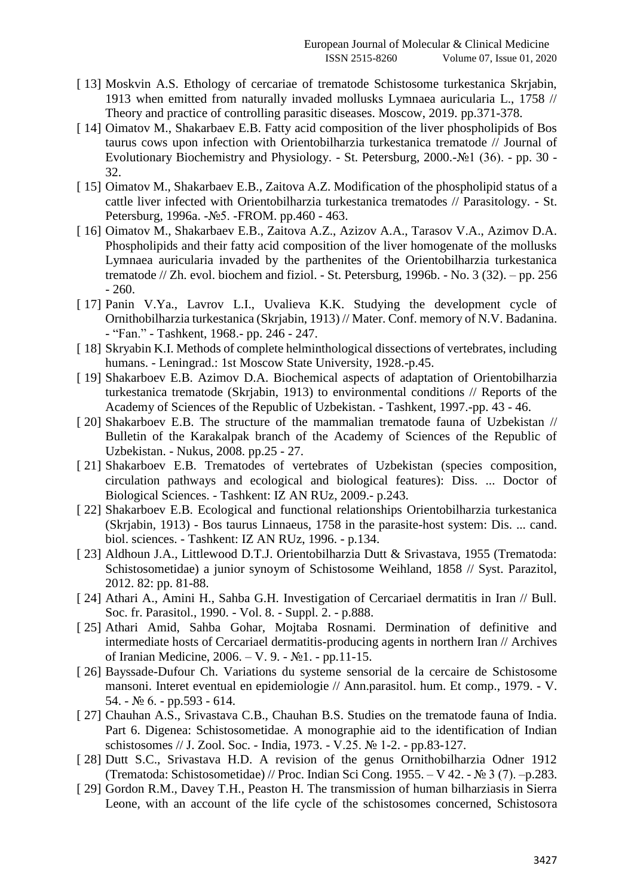[ 13] Moskvin A.S. Ethology of cercariae of trematode Schistosome turkestanica Skrjabin, 1913 when emitted from naturally invaded mollusks Lymnaea auricularia L., 1758 // Theory and practice of controlling parasitic diseases. Moscow, 2019. pp.371-378.

[ 14] Oimatov M., Shakarbaev E.B. Fatty acid composition of the liver phospholipids of Bos taurus cows upon infection with Orientobilharzia turkestanica trematode // Journal of Evolutionary Biochemistry and Physiology. - St. Petersburg, 2000.-№1 (36). - pp. 30 - 32.

[ 15] Oimatov M., Shakarbaev E.B., Zaitova A.Z. Modification of the phospholipid status of a cattle liver infected with Orientobilharzia turkestanica trematodes // Parasitology. - St. Petersburg, 1996a. -№5. -FROM. pp.460 - 463.

[ 16] Oimatov M., Shakarbaev E.B., Zaitova A.Z., Azizov A.A., Tarasov V.A., Azimov D.A. Phospholipids and their fatty acid composition of the liver homogenate of the mollusks Lymnaea auricularia invaded by the parthenites of the Orientobilharzia turkestanica trematode // Zh. evol. biochem and fiziol. - St. Petersburg, 1996b. - No. 3 (32). – pp. 256 - 260.

[ 17] Panin V.Ya., Lavrov L.I., Uvalieva K.K. Studying the development cycle of Ornithobilharzia turkestanica (Skrjabin, 1913) // Mater. Conf. memory of N.V. Badanina. - “Fan.” - Tashkent, 1968.- pp. 246 - 247.

[ 18] Skryabin K.I. Methods of complete helminthological dissections of vertebrates, including humans. - Leningrad.: 1st Moscow State University, 1928.-p.45.

[ 19] Shakarboev E.B. Azimov D.A. Biochemical aspects of adaptation of Orientobilharzia turkestanica trematode (Skrjabin, 1913) to environmental conditions // Reports of the Academy of Sciences of the Republic of Uzbekistan. - Tashkent, 1997.-pp. 43 - 46.

[ 20] Shakarboev E.B. The structure of the mammalian trematode fauna of Uzbekistan // Bulletin of the Karakalpak branch of the Academy of Sciences of the Republic of Uzbekistan. - Nukus, 2008. pp.25 - 27.

[ 21] Shakarboev E.B. Trematodes of vertebrates of Uzbekistan (species composition, circulation pathways and ecological and biological features): Diss. ... Doctor of Biological Sciences. - Tashkent: IZ AN RUz, 2009.- p.243.

[ 22] Shakarboev E.B. Ecological and functional relationships Orientobilharzia turkestanica (Skrjabin, 1913) - Bos taurus Linnaeus, 1758 in the parasite-host system: Dis. ... cand. biol. sciences. - Tashkent: IZ AN RUz, 1996. - p.134.

[ 23] Aldhoun J.A., Littlewood D.T.J. Orientobilharzia Dutt & Srivastava, 1955 (Trematoda: Schistosometidae) a junior synoym of Schistosome Weihland, 1858 // Syst. Parazitol, 2012. 82: pp. 81-88.

[ 24] Athari A., Amini H., Sahba G.H. Investigation of Cercariael dermatitis in Iran // Bull. Soc. fr. Parasitol., 1990. - Vol. 8. - Suppl. 2. - p.888.

[ 25] Athari Amid, Sahba Gohar, Mojtaba Rosnami. Dermination of definitive and intermediate hosts of Cercariael dermatitis-producing agents in northern Iran // Archives of Iranian Medicine, 2006. – V. 9. - №1. - pp.11-15.

[ 26] Bayssade-Dufour Ch. Variations du systeme sensorial de la cercaire de Schistosome mansoni. Interet eventual en epidemiologie // Ann.parasitol. hum. Et comp., 1979. - V. 54. - № 6. - pp.593 - 614.

[ 27] Chauhan A.S., Srivastava C.B., Chauhan B.S. Studies on the trematode fauna of India. Part 6. Digenea: Schistosometidae. A monographie aid to the identification of Indian schistosomes // J. Zool. Soc. - India, 1973. - V.25. № 1-2. - pp.83-127.

[ 28] Dutt S.C., Srivastava H.D. A revision of the genus Ornithobilharzia Odner 1912 (Trematoda: Schistosometidae) // Proc. Indian Sci Cong. 1955. – V 42. - № 3 (7). –p.283.

[ 29] Gordon R.M., Davey T.H., Peaston H. The transmission of human bilharziasis in Sierra Leone, with an account of the life cycle of the schistosomes concerned, Schistosoma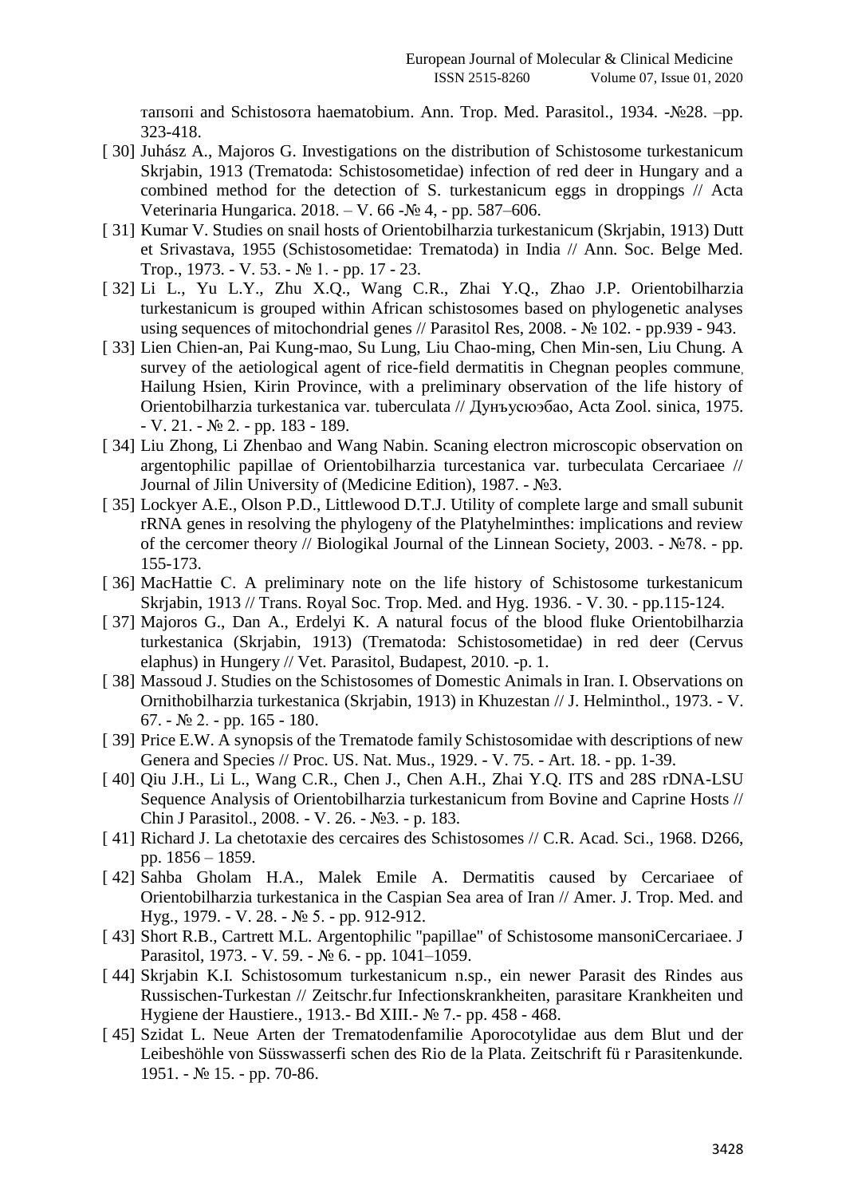тansoni and Schistosoтa haematobium. Ann. Trop. Med. Parasitol., 1934. -№28. –pp. 323-418.

[ 30] Juhász A., Majoros G. Investigations on the distribution of Schistosome turkestanicum Skrjabin, 1913 (Trematoda: Schistosometidae) infection of red deer in Hungary and a combined method for the detection of S. turkestanicum eggs in droppings // Acta Veterinaria Hungarica. 2018. – V. 66 -№ 4, - pp. 587–606.

[ 31] Kumar V. Studies on snail hosts of Orientobilharzia turkestanicum (Skrjabin, 1913) Dutt et Srivastava, 1955 (Schistosometidae: Trematoda) in India // Ann. Soc. Belge Med. Trop., 1973. - V. 53. - № 1. - pp. 17 - 23.

[ 32] Li L., Yu L.Y., Zhu X.Q., Wang C.R., Zhai Y.Q., Zhao J.P. Orientobilharzia turkestanicum is grouped within African schistosomes based on phylogenetic analyses using sequences of mitochondrial genes // Parasitol Res, 2008. - № 102. - pp.939 - 943.

[ 33] Lien Chien-an, Pai Kung-mao, Su Lung, Liu Chao-ming, Chen Min-sen, Liu Chung. A survey of the aetiological agent of rice-field dermatitis in Chegnan peoples commune, Hailung Hsien, Kirin Province, with a preliminary observation of the life history of Orientobilharzia turkestanica var. tuberculata // Дунъусюэбао, Acta Zool. sinica, 1975. - V. 21. - № 2. - pp. 183 - 189.

[ 34] Liu Zhong, Li Zhenbao and Wang Nabin. Scaning electron microscopic observation on argentophilic papillae of Orientobilharzia turcestanica var. turbeculata Cercariaee // Journal of Jilin University of (Medicine Edition), 1987. - №3.

[ 35] Lockyer A.E., Olson P.D., Littlewood D.T.J. Utility of complete large and small subunit rRNA genes in resolving the phylogeny of the Platyhelminthes: implications and review of the cercomer theory // Biologikal Journal of the Linnean Society, 2003. - №78. - pp. 155-173.

[ 36] MacHattie C. A preliminary note on the life history of Schistosome turkestanicum Skrjabin, 1913 // Trans. Royal Soc. Trop. Med. and Hyg. 1936. - V. 30. - pp.115-124.

[ 37] Majoros G., Dan A., Erdelyi K. A natural focus of the blood fluke Orientobilharzia turkestanica (Skrjabin, 1913) (Trematoda: Schistosometidae) in red deer (Cervus elaphus) in Hungery // Vet. Parasitol, Budapest, 2010. -p. 1.

[ 38] Massoud J. Studies on the Schistosomes of Domestic Animals in Iran. I. Observations on Ornithobilharzia turkestanica (Skrjabin, 1913) in Khuzestan // J. Helminthol., 1973. - V. 67. - № 2. - pp. 165 - 180.

[ 39] Price E.W. A synopsis of the Trematode family Schistosomidae with descriptions of new Genera and Species // Proc. US. Nat. Mus., 1929. - V. 75. - Art. 18. - pp. 1-39.

[ 40] Qiu J.H., Li L., Wang C.R., Chen J., Chen A.H., Zhai Y.Q. ITS and 28S rDNA-LSU Sequence Analysis of Orientobilharzia turkestanicum from Bovine and Caprine Hosts // Chin J Parasitol., 2008. - V. 26. - №3. - p. 183.

[ 41] Richard J. La chetotaxie des cercaires des Schistosomes // C.R. Acad. Sci., 1968. D266, pp. 1856 – 1859.

[ 42] Sahba Gholam H.A., Malek Emile A. Dermatitis caused by Cercariaee of Orientobilharzia turkestanica in the Caspian Sea area of Iran // Amer. J. Trop. Med. and Hyg., 1979. - V. 28. - № 5. - pp. 912-912.

[ 43] Short R.B., Cartrett M.L. Argentophilic "papillae" of Schistosome mansoniCercariaee. J Parasitol, 1973. - V. 59. - № 6. - pp. 1041–1059.

[ 44] Skrjabin K.I. Schistosomum turkestanicum n.sp., ein newer Parasit des Rindes aus Russischen-Turkestan // Zeitschr.fur Infectionskrankheiten, parasitare Krankheiten und Hygiene der Haustiere., 1913.- Bd XIII.- № 7.- pp. 458 - 468.

[ 45] Szidat L. Neue Arten der Trematodenfamilie Aporocotylidae aus dem Blut und der Leibeshöhle von Süsswasserfi schen des Rio de la Plata. Zeitschrift fü r Parasitenkunde. 1951. - № 15. - pp. 70-86.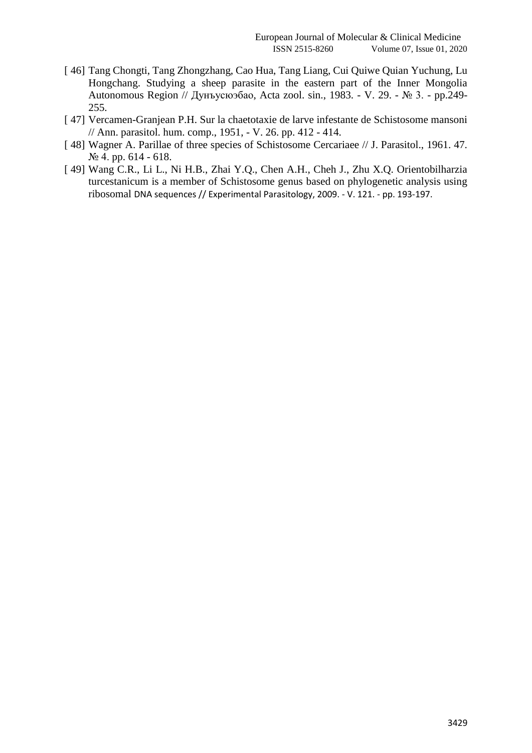[ 46] Tang Chongti, Tang Zhongzhang, Cao Hua, Tang Liang, Cui Quiwe Quian Yuchung, Lu Hongchang. Studying a sheep parasite in the eastern part of the Inner Mongolia Autonomous Region // Дунъусюэбао, Acta zool. sin., 1983. - V. 29. - № 3. - pp.249-255.

[ 47] Vercamen-Granjean P.H. Sur la chaetotaxie de larve infestante de Schistosome mansoni // Ann. parasitol. hum. comp., 1951, - V. 26. pp. 412 - 414.

[ 48] Wagner A. Parillae of three species of Schistosome Cercariaee // J. Parasitol., 1961. 47. № 4. pp. 614 - 618.

[ 49] Wang C.R., Li L., Ni H.B., Zhai Y.Q., Chen A.H., Cheh J., Zhu X.Q. Orientobilharzia turcestanicum is a member of Schistosome genus based on phylogenetic analysis using ribosomal DNA sequences // Experimental Parasitology, 2009. - V. 121. - pp. 193-197.